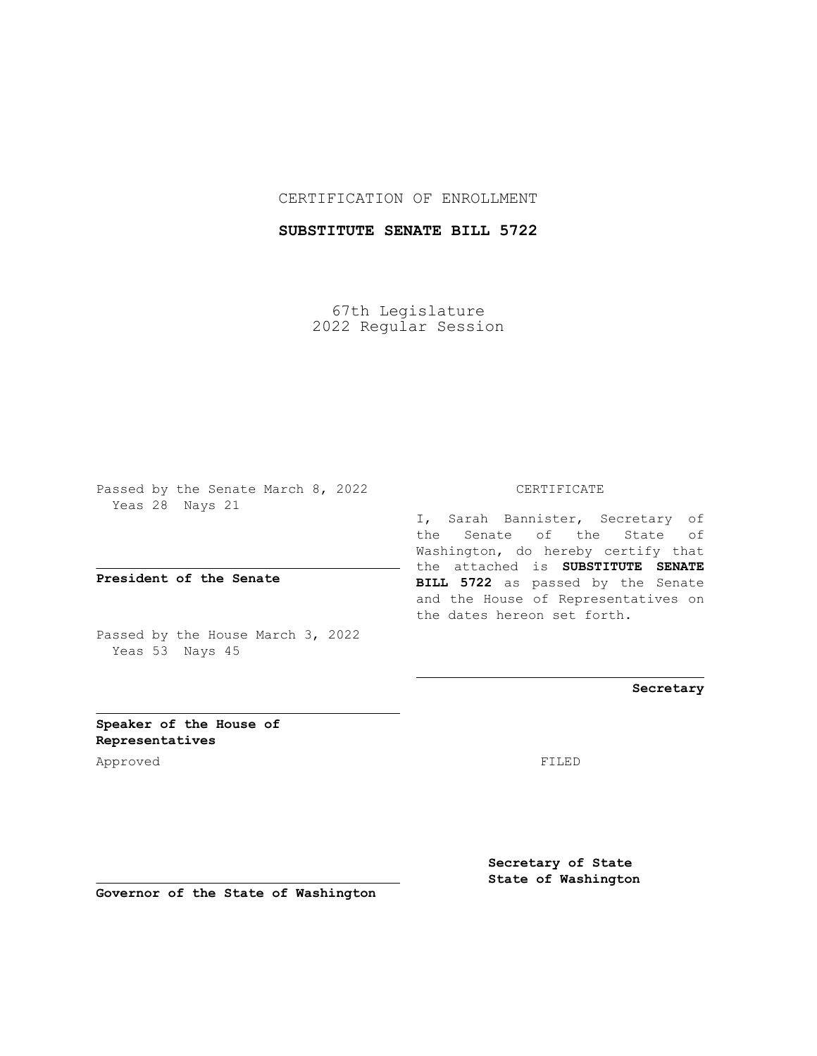CERTIFICATION OF ENROLLMENT

**SUBSTITUTE SENATE BILL 5722**

67th Legislature
2022 Regular Session

Passed by the Senate March 8, 2022
Yeas 28 Nays 21

**President of the Senate**

Passed by the House March 3, 2022
Yeas 53 Nays 45

**Speaker of the House of Representatives**

Approved

**Governor of the State of Washington**

CERTIFICATE

I, Sarah Bannister, Secretary of the Senate of the State of Washington, do hereby certify that the attached is **SUBSTITUTE SENATE BILL 5722** as passed by the Senate and the House of Representatives on the dates hereon set forth.

**Secretary**

FILED

**Secretary of State**
**State of Washington**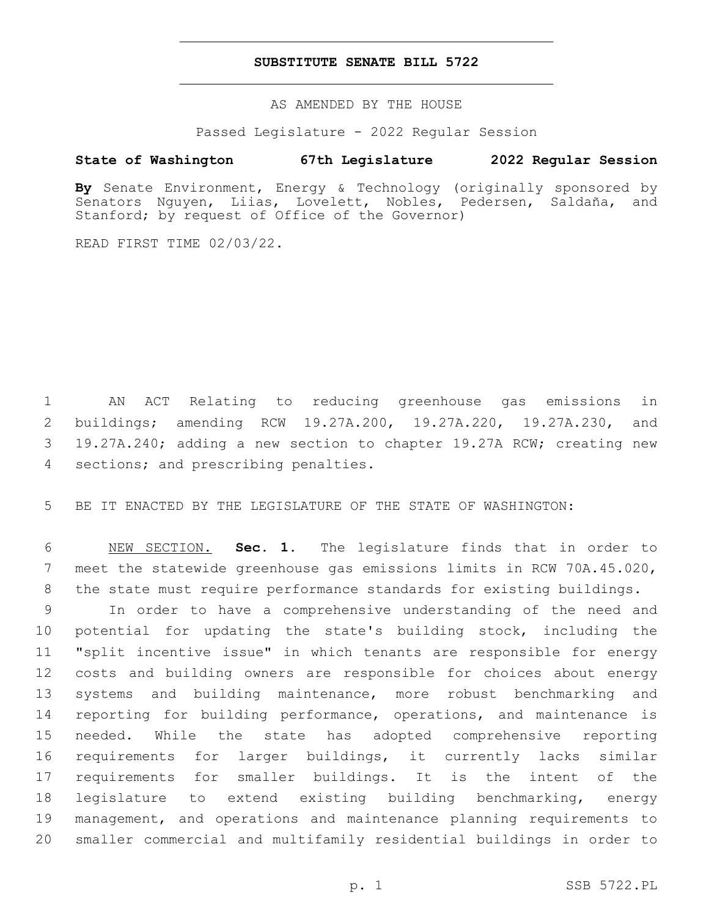# SUBSTITUTE SENATE BILL 5722

AS AMENDED BY THE HOUSE

Passed Legislature - 2022 Regular Session

**State of Washington 67th Legislature 2022 Regular Session**

**By** Senate Environment, Energy & Technology (originally sponsored by Senators Nguyen, Liias, Lovelett, Nobles, Pedersen, Saldaña, and Stanford; by request of Office of the Governor)

READ FIRST TIME 02/03/22.

AN ACT Relating to reducing greenhouse gas emissions in buildings; amending RCW 19.27A.200, 19.27A.220, 19.27A.230, and 19.27A.240; adding a new section to chapter 19.27A RCW; creating new sections; and prescribing penalties.

BE IT ENACTED BY THE LEGISLATURE OF THE STATE OF WASHINGTON:

NEW SECTION. **Sec. 1.** The legislature finds that in order to meet the statewide greenhouse gas emissions limits in RCW 70A.45.020, the state must require performance standards for existing buildings.

In order to have a comprehensive understanding of the need and potential for updating the state's building stock, including the "split incentive issue" in which tenants are responsible for energy costs and building owners are responsible for choices about energy systems and building maintenance, more robust benchmarking and reporting for building performance, operations, and maintenance is needed. While the state has adopted comprehensive reporting requirements for larger buildings, it currently lacks similar requirements for smaller buildings. It is the intent of the legislature to extend existing building benchmarking, energy management, and operations and maintenance planning requirements to smaller commercial and multifamily residential buildings in order to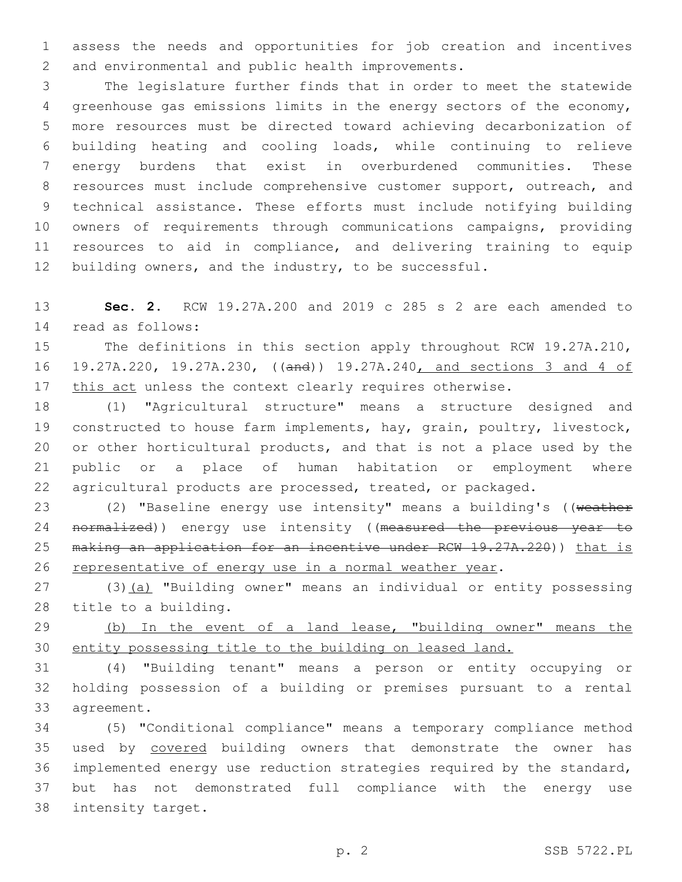assess the needs and opportunities for job creation and incentives and environmental and public health improvements.

The legislature further finds that in order to meet the statewide greenhouse gas emissions limits in the energy sectors of the economy, more resources must be directed toward achieving decarbonization of building heating and cooling loads, while continuing to relieve energy burdens that exist in overburdened communities. These resources must include comprehensive customer support, outreach, and technical assistance. These efforts must include notifying building owners of requirements through communications campaigns, providing resources to aid in compliance, and delivering training to equip building owners, and the industry, to be successful.

**Sec. 2.** RCW 19.27A.200 and 2019 c 285 s 2 are each amended to read as follows:

The definitions in this section apply throughout RCW 19.27A.210, 19.27A.220, 19.27A.230, ((and)) 19.27A.240, and sections 3 and 4 of this act unless the context clearly requires otherwise.

(1) "Agricultural structure" means a structure designed and constructed to house farm implements, hay, grain, poultry, livestock, or other horticultural products, and that is not a place used by the public or a place of human habitation or employment where agricultural products are processed, treated, or packaged.

(2) "Baseline energy use intensity" means a building's ((weather normalized)) energy use intensity ((measured the previous year to making an application for an incentive under RCW 19.27A.220)) that is representative of energy use in a normal weather year.

(3)(a) "Building owner" means an individual or entity possessing title to a building.

(b) In the event of a land lease, "building owner" means the entity possessing title to the building on leased land.

(4) "Building tenant" means a person or entity occupying or holding possession of a building or premises pursuant to a rental agreement.

(5) "Conditional compliance" means a temporary compliance method used by covered building owners that demonstrate the owner has implemented energy use reduction strategies required by the standard, but has not demonstrated full compliance with the energy use intensity target.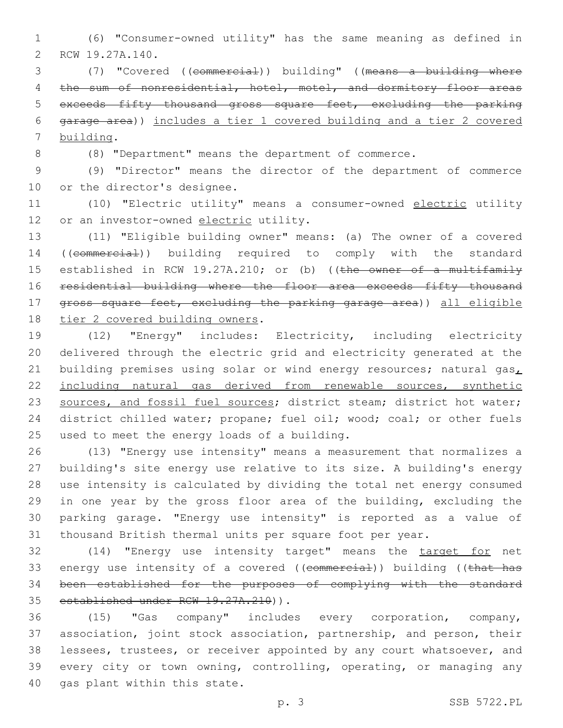(6) "Consumer-owned utility" has the same meaning as defined in RCW 19.27A.140.

(7) "Covered ((~~commercial~~)) building" ((~~means a building where the sum of nonresidential, hotel, motel, and dormitory floor areas exceeds fifty thousand gross square feet, excluding the parking garage area~~)) includes a tier 1 covered building and a tier 2 covered building.

(8) "Department" means the department of commerce.

(9) "Director" means the director of the department of commerce or the director's designee.

(10) "Electric utility" means a consumer-owned electric utility or an investor-owned electric utility.

(11) "Eligible building owner" means: (a) The owner of a covered ((~~commercial~~)) building required to comply with the standard established in RCW 19.27A.210; or (b) ((~~the owner of a multifamily residential building where the floor area exceeds fifty thousand gross square feet, excluding the parking garage area~~)) all eligible tier 2 covered building owners.

(12) "Energy" includes: Electricity, including electricity delivered through the electric grid and electricity generated at the building premises using solar or wind energy resources; natural gas, including natural gas derived from renewable sources, synthetic sources, and fossil fuel sources; district steam; district hot water; district chilled water; propane; fuel oil; wood; coal; or other fuels used to meet the energy loads of a building.

(13) "Energy use intensity" means a measurement that normalizes a building's site energy use relative to its size. A building's energy use intensity is calculated by dividing the total net energy consumed in one year by the gross floor area of the building, excluding the parking garage. "Energy use intensity" is reported as a value of thousand British thermal units per square foot per year.

(14) "Energy use intensity target" means the target for net energy use intensity of a covered ((~~commercial~~)) building ((~~that has been established for the purposes of complying with the standard established under RCW 19.27A.210~~)).

(15) "Gas company" includes every corporation, company, association, joint stock association, partnership, and person, their lessees, trustees, or receiver appointed by any court whatsoever, and every city or town owning, controlling, operating, or managing any gas plant within this state.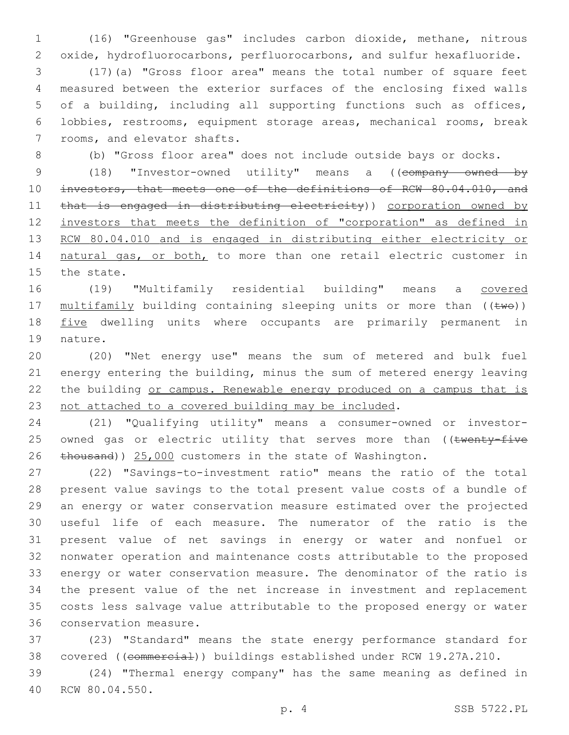(16) "Greenhouse gas" includes carbon dioxide, methane, nitrous oxide, hydrofluorocarbons, perfluorocarbons, and sulfur hexafluoride.

(17)(a) "Gross floor area" means the total number of square feet measured between the exterior surfaces of the enclosing fixed walls of a building, including all supporting functions such as offices, lobbies, restrooms, equipment storage areas, mechanical rooms, break rooms, and elevator shafts.

(b) "Gross floor area" does not include outside bays or docks.

(18) "Investor-owned utility" means a ((~~company owned by investors, that meets one of the definitions of RCW 80.04.010, and that is engaged in distributing electricity~~)) <u>corporation owned by investors that meets the definition of "corporation" as defined in RCW 80.04.010 and is engaged in distributing either electricity or natural gas, or both,</u> to more than one retail electric customer in the state.

(19) "Multifamily residential building" means a <u>covered multifamily</u> building containing sleeping units or more than ((~~two~~)) <u>five</u> dwelling units where occupants are primarily permanent in nature.

(20) "Net energy use" means the sum of metered and bulk fuel energy entering the building, minus the sum of metered energy leaving the building <u>or campus. Renewable energy produced on a campus that is not attached to a covered building may be included</u>.

(21) "Qualifying utility" means a consumer-owned or investor-owned gas or electric utility that serves more than ((~~twenty-five thousand~~)) <u>25,000</u> customers in the state of Washington.

(22) "Savings-to-investment ratio" means the ratio of the total present value savings to the total present value costs of a bundle of an energy or water conservation measure estimated over the projected useful life of each measure. The numerator of the ratio is the present value of net savings in energy or water and nonfuel or nonwater operation and maintenance costs attributable to the proposed energy or water conservation measure. The denominator of the ratio is the present value of the net increase in investment and replacement costs less salvage value attributable to the proposed energy or water conservation measure.

(23) "Standard" means the state energy performance standard for covered ((~~commercial~~)) buildings established under RCW 19.27A.210.

(24) "Thermal energy company" has the same meaning as defined in RCW 80.04.550.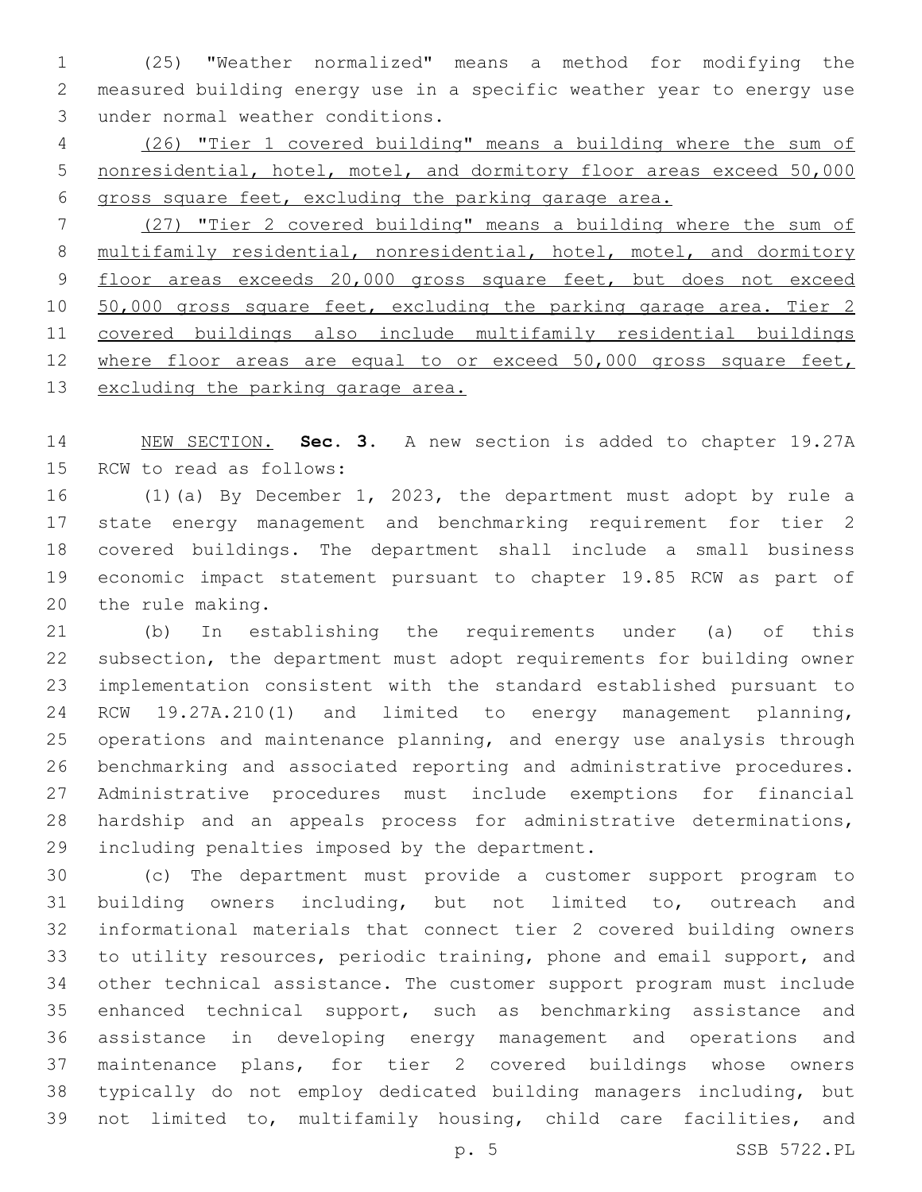(25) "Weather normalized" means a method for modifying the measured building energy use in a specific weather year to energy use under normal weather conditions.

(26) "Tier 1 covered building" means a building where the sum of nonresidential, hotel, motel, and dormitory floor areas exceed 50,000 gross square feet, excluding the parking garage area.

(27) "Tier 2 covered building" means a building where the sum of multifamily residential, nonresidential, hotel, motel, and dormitory floor areas exceeds 20,000 gross square feet, but does not exceed 50,000 gross square feet, excluding the parking garage area. Tier 2 covered buildings also include multifamily residential buildings where floor areas are equal to or exceed 50,000 gross square feet, excluding the parking garage area.

NEW SECTION. **Sec. 3.** A new section is added to chapter 19.27A RCW to read as follows:

(1)(a) By December 1, 2023, the department must adopt by rule a state energy management and benchmarking requirement for tier 2 covered buildings. The department shall include a small business economic impact statement pursuant to chapter 19.85 RCW as part of the rule making.

(b) In establishing the requirements under (a) of this subsection, the department must adopt requirements for building owner implementation consistent with the standard established pursuant to RCW 19.27A.210(1) and limited to energy management planning, operations and maintenance planning, and energy use analysis through benchmarking and associated reporting and administrative procedures. Administrative procedures must include exemptions for financial hardship and an appeals process for administrative determinations, including penalties imposed by the department.

(c) The department must provide a customer support program to building owners including, but not limited to, outreach and informational materials that connect tier 2 covered building owners to utility resources, periodic training, phone and email support, and other technical assistance. The customer support program must include enhanced technical support, such as benchmarking assistance and assistance in developing energy management and operations and maintenance plans, for tier 2 covered buildings whose owners typically do not employ dedicated building managers including, but not limited to, multifamily housing, child care facilities, and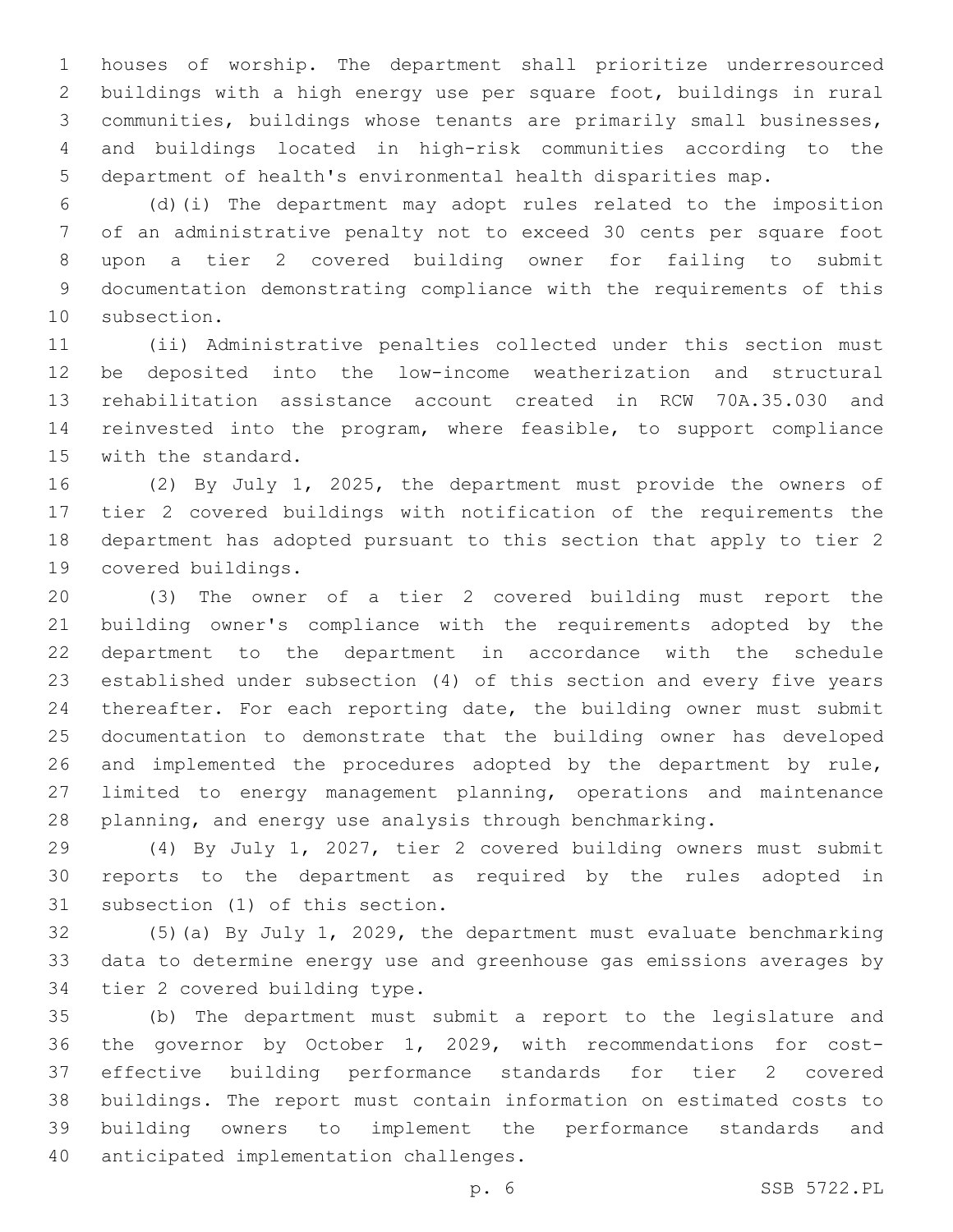houses of worship. The department shall prioritize underresourced buildings with a high energy use per square foot, buildings in rural communities, buildings whose tenants are primarily small businesses, and buildings located in high-risk communities according to the department of health's environmental health disparities map.

(d)(i) The department may adopt rules related to the imposition of an administrative penalty not to exceed 30 cents per square foot upon a tier 2 covered building owner for failing to submit documentation demonstrating compliance with the requirements of this subsection.

(ii) Administrative penalties collected under this section must be deposited into the low-income weatherization and structural rehabilitation assistance account created in RCW 70A.35.030 and reinvested into the program, where feasible, to support compliance with the standard.

(2) By July 1, 2025, the department must provide the owners of tier 2 covered buildings with notification of the requirements the department has adopted pursuant to this section that apply to tier 2 covered buildings.

(3) The owner of a tier 2 covered building must report the building owner's compliance with the requirements adopted by the department to the department in accordance with the schedule established under subsection (4) of this section and every five years thereafter. For each reporting date, the building owner must submit documentation to demonstrate that the building owner has developed and implemented the procedures adopted by the department by rule, limited to energy management planning, operations and maintenance planning, and energy use analysis through benchmarking.

(4) By July 1, 2027, tier 2 covered building owners must submit reports to the department as required by the rules adopted in subsection (1) of this section.

(5)(a) By July 1, 2029, the department must evaluate benchmarking data to determine energy use and greenhouse gas emissions averages by tier 2 covered building type.

(b) The department must submit a report to the legislature and the governor by October 1, 2029, with recommendations for cost-effective building performance standards for tier 2 covered buildings. The report must contain information on estimated costs to building owners to implement the performance standards and anticipated implementation challenges.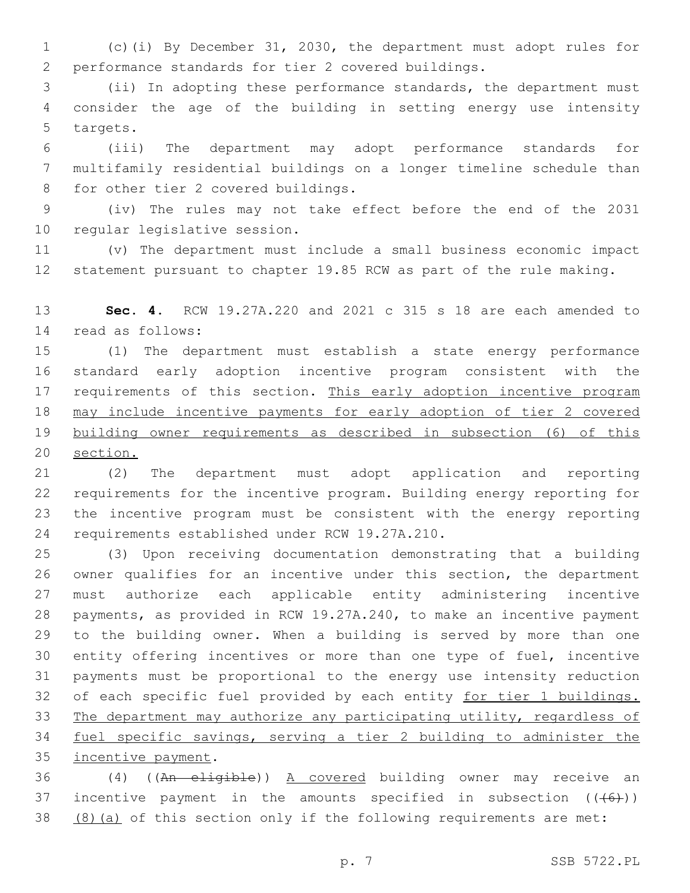(c)(i) By December 31, 2030, the department must adopt rules for performance standards for tier 2 covered buildings.

(ii) In adopting these performance standards, the department must consider the age of the building in setting energy use intensity targets.

(iii) The department may adopt performance standards for multifamily residential buildings on a longer timeline schedule than for other tier 2 covered buildings.

(iv) The rules may not take effect before the end of the 2031 regular legislative session.

(v) The department must include a small business economic impact statement pursuant to chapter 19.85 RCW as part of the rule making.

**Sec. 4.** RCW 19.27A.220 and 2021 c 315 s 18 are each amended to read as follows:

(1) The department must establish a state energy performance standard early adoption incentive program consistent with the requirements of this section. <u>This early adoption incentive program may include incentive payments for early adoption of tier 2 covered building owner requirements as described in subsection (6) of this section.</u>

(2) The department must adopt application and reporting requirements for the incentive program. Building energy reporting for the incentive program must be consistent with the energy reporting requirements established under RCW 19.27A.210.

(3) Upon receiving documentation demonstrating that a building owner qualifies for an incentive under this section, the department must authorize each applicable entity administering incentive payments, as provided in RCW 19.27A.240, to make an incentive payment to the building owner. When a building is served by more than one entity offering incentives or more than one type of fuel, incentive payments must be proportional to the energy use intensity reduction of each specific fuel provided by each entity <u>for tier 1 buildings. The department may authorize any participating utility, regardless of fuel specific savings, serving a tier 2 building to administer the incentive payment</u>.

(4) ((~~An eligible~~)) <u>A covered</u> building owner may receive an incentive payment in the amounts specified in subsection ((~~(6)~~)) <u>(8)(a)</u> of this section only if the following requirements are met: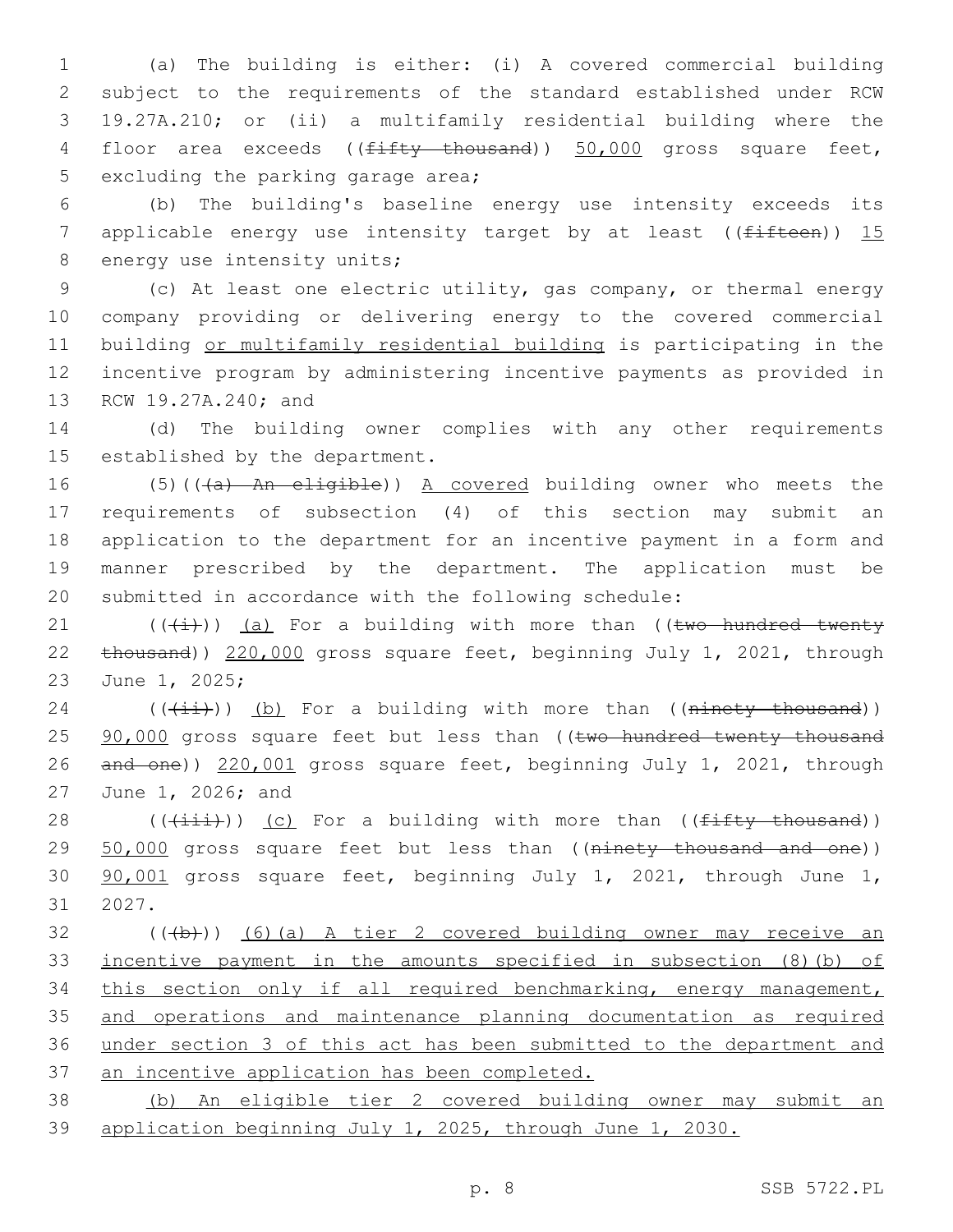(a) The building is either: (i) A covered commercial building subject to the requirements of the standard established under RCW 19.27A.210; or (ii) a multifamily residential building where the floor area exceeds ((~~fifty thousand~~)) <u>50,000</u> gross square feet, excluding the parking garage area;

(b) The building's baseline energy use intensity exceeds its applicable energy use intensity target by at least ((~~fifteen~~)) <u>15</u> energy use intensity units;

(c) At least one electric utility, gas company, or thermal energy company providing or delivering energy to the covered commercial building <u>or multifamily residential building</u> is participating in the incentive program by administering incentive payments as provided in RCW 19.27A.240; and

(d) The building owner complies with any other requirements established by the department.

(5)((~~(a) An eligible~~)) <u>A covered</u> building owner who meets the requirements of subsection (4) of this section may submit an application to the department for an incentive payment in a form and manner prescribed by the department. The application must be submitted in accordance with the following schedule:

((~~(i)~~)) <u>(a)</u> For a building with more than ((~~two hundred twenty thousand~~)) <u>220,000</u> gross square feet, beginning July 1, 2021, through June 1, 2025;

((~~(ii)~~)) <u>(b)</u> For a building with more than ((~~ninety thousand~~)) <u>90,000</u> gross square feet but less than ((~~two hundred twenty thousand and one~~)) <u>220,001</u> gross square feet, beginning July 1, 2021, through June 1, 2026; and

((~~(iii)~~)) <u>(c)</u> For a building with more than ((~~fifty thousand~~)) <u>50,000</u> gross square feet but less than ((~~ninety thousand and one~~)) <u>90,001</u> gross square feet, beginning July 1, 2021, through June 1, 2027.

((~~(b)~~)) <u>(6)(a) A tier 2 covered building owner may receive an incentive payment in the amounts specified in subsection (8)(b) of this section only if all required benchmarking, energy management, and operations and maintenance planning documentation as required under section 3 of this act has been submitted to the department and an incentive application has been completed.</u>

<u>(b) An eligible tier 2 covered building owner may submit an application beginning July 1, 2025, through June 1, 2030.</u>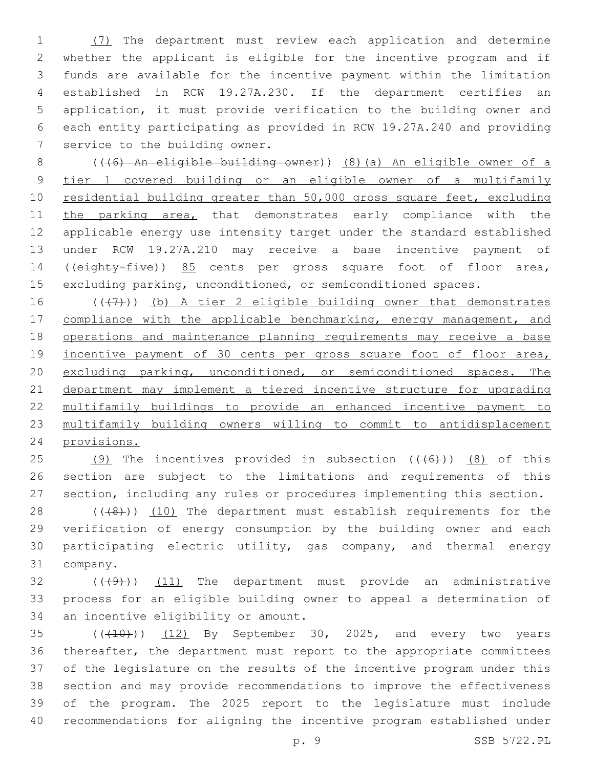(7) The department must review each application and determine whether the applicant is eligible for the incentive program and if funds are available for the incentive payment within the limitation established in RCW 19.27A.230. If the department certifies an application, it must provide verification to the building owner and each entity participating as provided in RCW 19.27A.240 and providing service to the building owner.

(((6) An eligible building owner)) (8)(a) An eligible owner of a tier 1 covered building or an eligible owner of a multifamily residential building greater than 50,000 gross square feet, excluding the parking area, that demonstrates early compliance with the applicable energy use intensity target under the standard established under RCW 19.27A.210 may receive a base incentive payment of ((eighty-five)) 85 cents per gross square foot of floor area, excluding parking, unconditioned, or semiconditioned spaces.

(((7))) (b) A tier 2 eligible building owner that demonstrates compliance with the applicable benchmarking, energy management, and operations and maintenance planning requirements may receive a base incentive payment of 30 cents per gross square foot of floor area, excluding parking, unconditioned, or semiconditioned spaces. The department may implement a tiered incentive structure for upgrading multifamily buildings to provide an enhanced incentive payment to multifamily building owners willing to commit to antidisplacement provisions.

(9) The incentives provided in subsection (((6))) (8) of this section are subject to the limitations and requirements of this section, including any rules or procedures implementing this section.

(((8))) (10) The department must establish requirements for the verification of energy consumption by the building owner and each participating electric utility, gas company, and thermal energy company.

(((9))) (11) The department must provide an administrative process for an eligible building owner to appeal a determination of an incentive eligibility or amount.

(((10))) (12) By September 30, 2025, and every two years thereafter, the department must report to the appropriate committees of the legislature on the results of the incentive program under this section and may provide recommendations to improve the effectiveness of the program. The 2025 report to the legislature must include recommendations for aligning the incentive program established under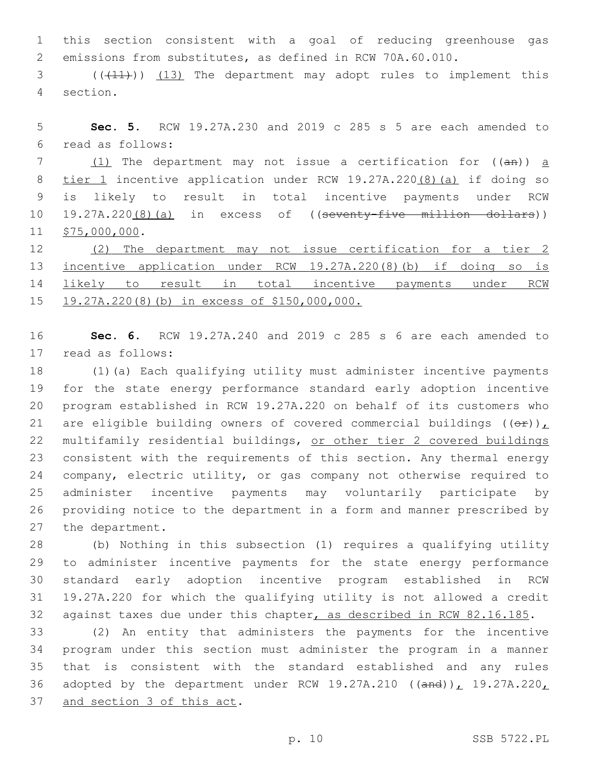this section consistent with a goal of reducing greenhouse gas emissions from substitutes, as defined in RCW 70A.60.010.

((~~(11)~~)) <u>(13)</u> The department may adopt rules to implement this section.

**Sec. 5.** RCW 19.27A.230 and 2019 c 285 s 5 are each amended to read as follows:

<u>(1)</u> The department may not issue a certification for ((~~an~~)) <u>a tier 1</u> incentive application under RCW 19.27A.220<u>(8)(a)</u> if doing so is likely to result in total incentive payments under RCW 19.27A.220<u>(8)(a)</u> in excess of ((~~seventy-five million dollars~~)) <u>$75,000,000</u>.

<u>(2) The department may not issue certification for a tier 2 incentive application under RCW 19.27A.220(8)(b) if doing so is likely to result in total incentive payments under RCW 19.27A.220(8)(b) in excess of $150,000,000.</u>

**Sec. 6.** RCW 19.27A.240 and 2019 c 285 s 6 are each amended to read as follows:

(1)(a) Each qualifying utility must administer incentive payments for the state energy performance standard early adoption incentive program established in RCW 19.27A.220 on behalf of its customers who are eligible building owners of covered commercial buildings ((~~or~~))<u>,</u> multifamily residential buildings, <u>or other tier 2 covered buildings</u> consistent with the requirements of this section. Any thermal energy company, electric utility, or gas company not otherwise required to administer incentive payments may voluntarily participate by providing notice to the department in a form and manner prescribed by the department.

(b) Nothing in this subsection (1) requires a qualifying utility to administer incentive payments for the state energy performance standard early adoption incentive program established in RCW 19.27A.220 for which the qualifying utility is not allowed a credit against taxes due under this chapter<u>, as described in RCW 82.16.185</u>.

(2) An entity that administers the payments for the incentive program under this section must administer the program in a manner that is consistent with the standard established and any rules adopted by the department under RCW 19.27A.210 ((~~and~~))<u>,</u> 19.27A.220<u>, and section 3 of this act</u>.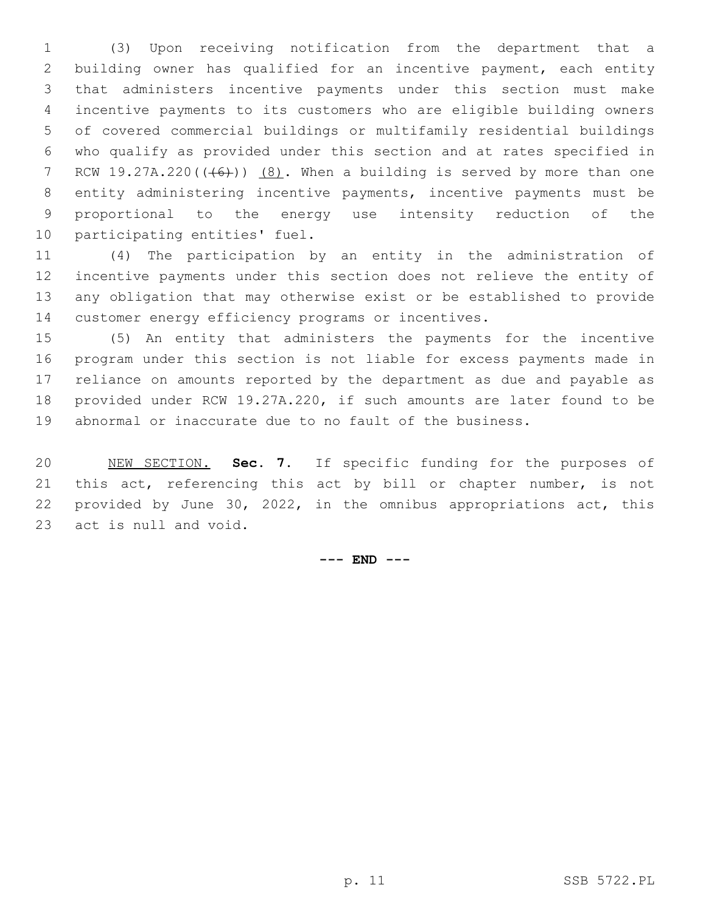(3) Upon receiving notification from the department that a building owner has qualified for an incentive payment, each entity that administers incentive payments under this section must make incentive payments to its customers who are eligible building owners of covered commercial buildings or multifamily residential buildings who qualify as provided under this section and at rates specified in RCW 19.27A.220((~~(6)~~)) (8). When a building is served by more than one entity administering incentive payments, incentive payments must be proportional to the energy use intensity reduction of the participating entities' fuel.

(4) The participation by an entity in the administration of incentive payments under this section does not relieve the entity of any obligation that may otherwise exist or be established to provide customer energy efficiency programs or incentives.

(5) An entity that administers the payments for the incentive program under this section is not liable for excess payments made in reliance on amounts reported by the department as due and payable as provided under RCW 19.27A.220, if such amounts are later found to be abnormal or inaccurate due to no fault of the business.

NEW SECTION. **Sec. 7.** If specific funding for the purposes of this act, referencing this act by bill or chapter number, is not provided by June 30, 2022, in the omnibus appropriations act, this act is null and void.

**--- END ---**